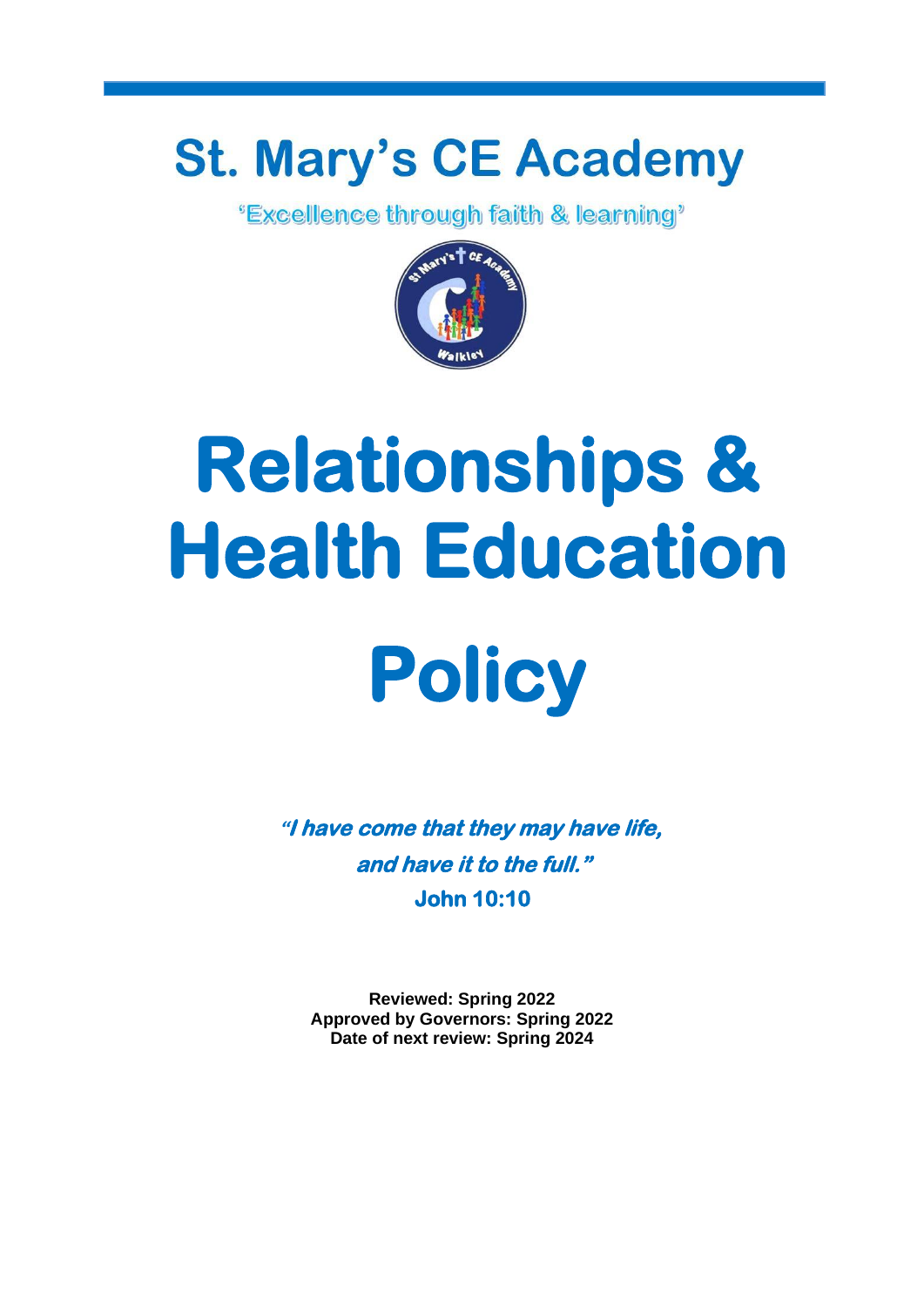# St. Mary's CE Academy

'Excellence through faith & learning'

# Relationships & Health Education Policy

***"I have come that they may have life, and have it to the full."***

**John 10:10**

**Reviewed: Spring 2022**
**Approved by Governors: Spring 2022**
**Date of next review: Spring 2024**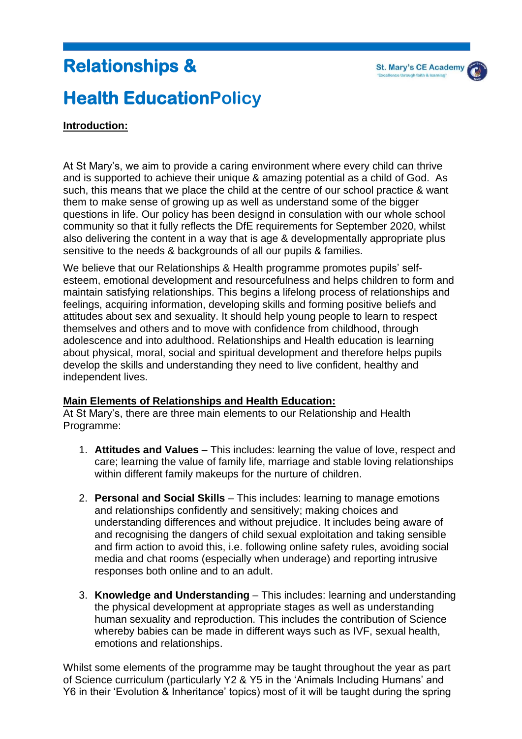# Relationships & Health EducationPolicy

**Introduction:**

At St Mary's, we aim to provide a caring environment where every child can thrive and is supported to achieve their unique & amazing potential as a child of God. As such, this means that we place the child at the centre of our school practice & want them to make sense of growing up as well as understand some of the bigger questions in life. Our policy has been designd in consulation with our whole school community so that it fully reflects the DfE requirements for September 2020, whilst also delivering the content in a way that is age & developmentally appropriate plus sensitive to the needs & backgrounds of all our pupils & families.

We believe that our Relationships & Health programme promotes pupils' self-esteem, emotional development and resourcefulness and helps children to form and maintain satisfying relationships. This begins a lifelong process of relationships and feelings, acquiring information, developing skills and forming positive beliefs and attitudes about sex and sexuality. It should help young people to learn to respect themselves and others and to move with confidence from childhood, through adolescence and into adulthood. Relationships and Health education is learning about physical, moral, social and spiritual development and therefore helps pupils develop the skills and understanding they need to live confident, healthy and independent lives.

**Main Elements of Relationships and Health Education:**
At St Mary's, there are three main elements to our Relationship and Health Programme:

1. **Attitudes and Values** – This includes: learning the value of love, respect and care; learning the value of family life, marriage and stable loving relationships within different family makeups for the nurture of children.

2. **Personal and Social Skills** – This includes: learning to manage emotions and relationships confidently and sensitively; making choices and understanding differences and without prejudice. It includes being aware of and recognising the dangers of child sexual exploitation and taking sensible and firm action to avoid this, i.e. following online safety rules, avoiding social media and chat rooms (especially when underage) and reporting intrusive responses both online and to an adult.

3. **Knowledge and Understanding** – This includes: learning and understanding the physical development at appropriate stages as well as understanding human sexuality and reproduction. This includes the contribution of Science whereby babies can be made in different ways such as IVF, sexual health, emotions and relationships.

Whilst some elements of the programme may be taught throughout the year as part of Science curriculum (particularly Y2 & Y5 in the 'Animals Including Humans' and Y6 in their 'Evolution & Inheritance' topics) most of it will be taught during the spring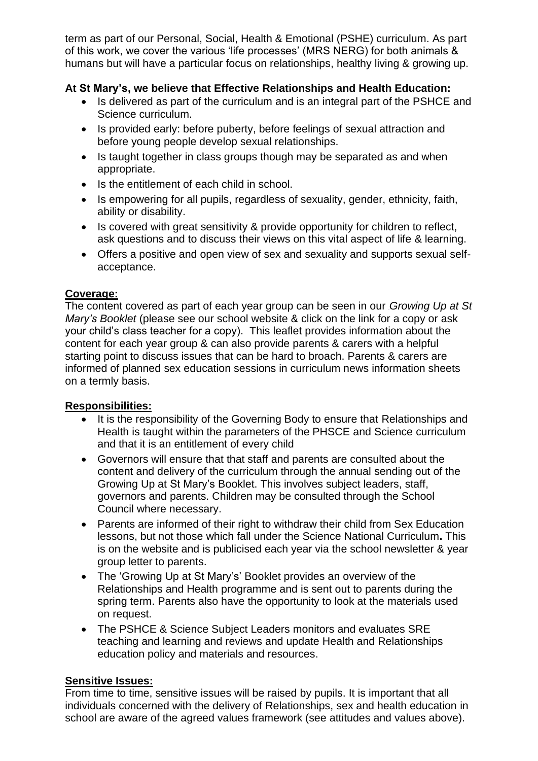term as part of our Personal, Social, Health & Emotional (PSHE) curriculum. As part of this work, we cover the various 'life processes' (MRS NERG) for both animals & humans but will have a particular focus on relationships, healthy living & growing up.

**At St Mary's, we believe that Effective Relationships and Health Education:**

- Is delivered as part of the curriculum and is an integral part of the PSHCE and Science curriculum.
- Is provided early: before puberty, before feelings of sexual attraction and before young people develop sexual relationships.
- Is taught together in class groups though may be separated as and when appropriate.
- Is the entitlement of each child in school.
- Is empowering for all pupils, regardless of sexuality, gender, ethnicity, faith, ability or disability.
- Is covered with great sensitivity & provide opportunity for children to reflect, ask questions and to discuss their views on this vital aspect of life & learning.
- Offers a positive and open view of sex and sexuality and supports sexual self-acceptance.

**Coverage:**

The content covered as part of each year group can be seen in our *Growing Up at St Mary's Booklet* (please see our school website & click on the link for a copy or ask your child's class teacher for a copy). This leaflet provides information about the content for each year group & can also provide parents & carers with a helpful starting point to discuss issues that can be hard to broach. Parents & carers are informed of planned sex education sessions in curriculum news information sheets on a termly basis.

**Responsibilities:**

- It is the responsibility of the Governing Body to ensure that Relationships and Health is taught within the parameters of the PHSCE and Science curriculum and that it is an entitlement of every child
- Governors will ensure that that staff and parents are consulted about the content and delivery of the curriculum through the annual sending out of the Growing Up at St Mary's Booklet. This involves subject leaders, staff, governors and parents. Children may be consulted through the School Council where necessary.
- Parents are informed of their right to withdraw their child from Sex Education lessons, but not those which fall under the Science National Curriculum**.** This is on the website and is publicised each year via the school newsletter & year group letter to parents.
- The 'Growing Up at St Mary's' Booklet provides an overview of the Relationships and Health programme and is sent out to parents during the spring term. Parents also have the opportunity to look at the materials used on request.
- The PSHCE & Science Subject Leaders monitors and evaluates SRE teaching and learning and reviews and update Health and Relationships education policy and materials and resources.

**Sensitive Issues:**

From time to time, sensitive issues will be raised by pupils. It is important that all individuals concerned with the delivery of Relationships, sex and health education in school are aware of the agreed values framework (see attitudes and values above).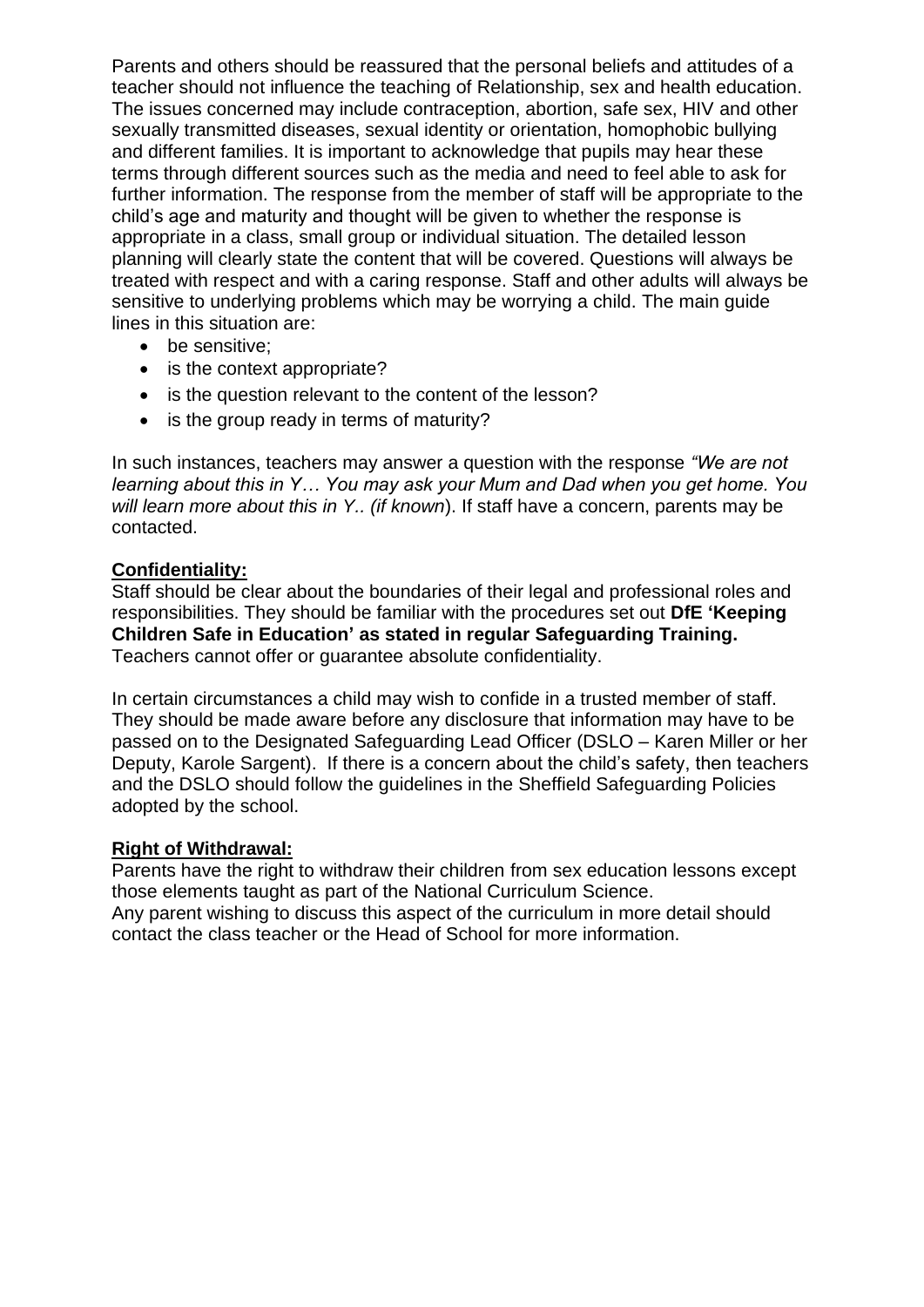Parents and others should be reassured that the personal beliefs and attitudes of a teacher should not influence the teaching of Relationship, sex and health education. The issues concerned may include contraception, abortion, safe sex, HIV and other sexually transmitted diseases, sexual identity or orientation, homophobic bullying and different families. It is important to acknowledge that pupils may hear these terms through different sources such as the media and need to feel able to ask for further information. The response from the member of staff will be appropriate to the child's age and maturity and thought will be given to whether the response is appropriate in a class, small group or individual situation. The detailed lesson planning will clearly state the content that will be covered. Questions will always be treated with respect and with a caring response. Staff and other adults will always be sensitive to underlying problems which may be worrying a child. The main guide lines in this situation are:

- be sensitive;
- is the context appropriate?
- is the question relevant to the content of the lesson?
- is the group ready in terms of maturity?

In such instances, teachers may answer a question with the response *"We are not learning about this in Y… You may ask your Mum and Dad when you get home. You will learn more about this in Y.. (if known*). If staff have a concern, parents may be contacted.

**Confidentiality:**

Staff should be clear about the boundaries of their legal and professional roles and responsibilities. They should be familiar with the procedures set out **DfE 'Keeping Children Safe in Education' as stated in regular Safeguarding Training.** Teachers cannot offer or guarantee absolute confidentiality.

In certain circumstances a child may wish to confide in a trusted member of staff. They should be made aware before any disclosure that information may have to be passed on to the Designated Safeguarding Lead Officer (DSLO – Karen Miller or her Deputy, Karole Sargent). If there is a concern about the child's safety, then teachers and the DSLO should follow the guidelines in the Sheffield Safeguarding Policies adopted by the school.

**Right of Withdrawal:**

Parents have the right to withdraw their children from sex education lessons except those elements taught as part of the National Curriculum Science.
Any parent wishing to discuss this aspect of the curriculum in more detail should contact the class teacher or the Head of School for more information.